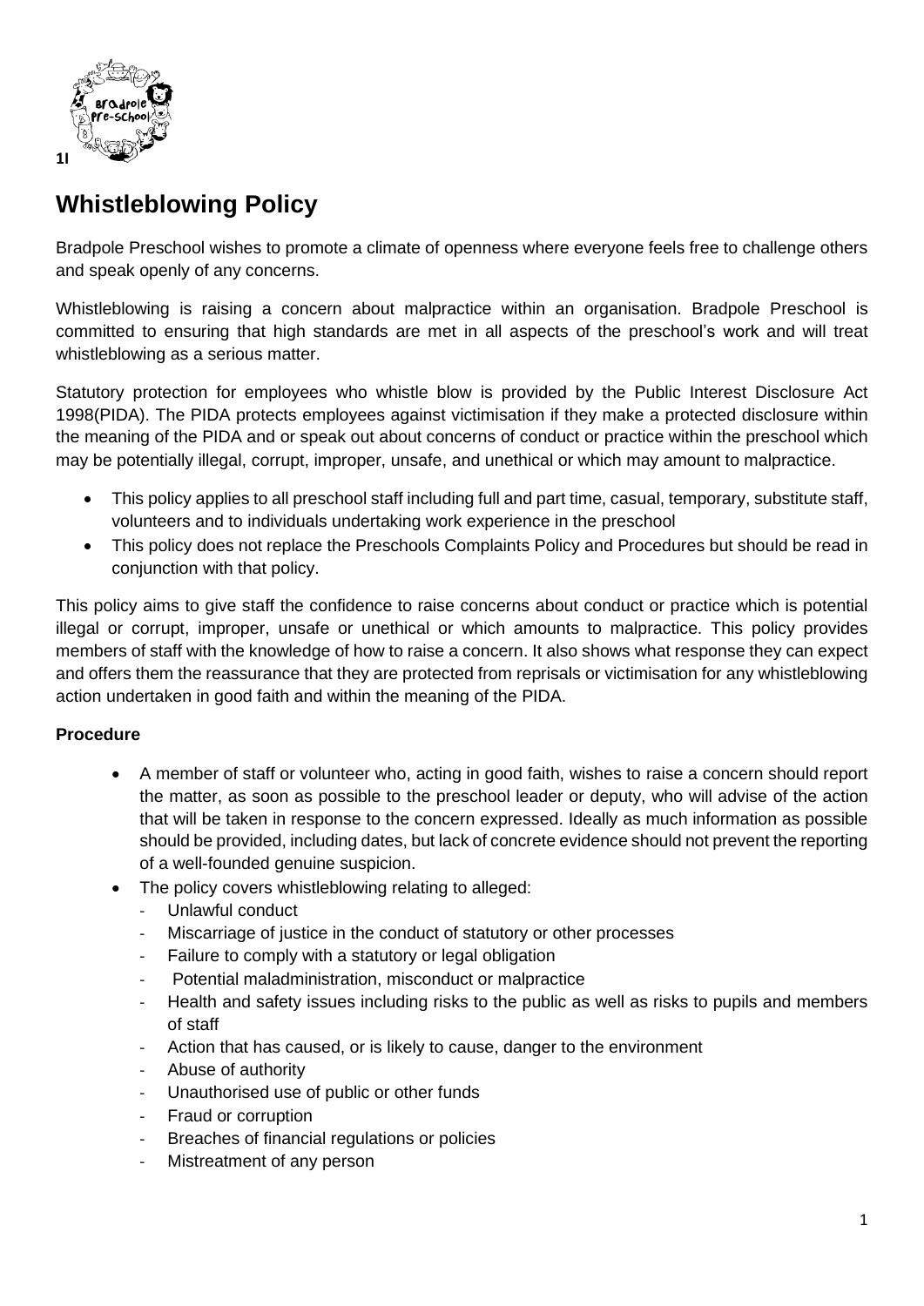1l

# Whistleblowing Policy

Bradpole Preschool wishes to promote a climate of openness where everyone feels free to challenge others and speak openly of any concerns.

Whistleblowing is raising a concern about malpractice within an organisation. Bradpole Preschool is committed to ensuring that high standards are met in all aspects of the preschool's work and will treat whistleblowing as a serious matter.

Statutory protection for employees who whistle blow is provided by the Public Interest Disclosure Act 1998(PIDA). The PIDA protects employees against victimisation if they make a protected disclosure within the meaning of the PIDA and or speak out about concerns of conduct or practice within the preschool which may be potentially illegal, corrupt, improper, unsafe, and unethical or which may amount to malpractice.

- This policy applies to all preschool staff including full and part time, casual, temporary, substitute staff, volunteers and to individuals undertaking work experience in the preschool
- This policy does not replace the Preschools Complaints Policy and Procedures but should be read in conjunction with that policy.

This policy aims to give staff the confidence to raise concerns about conduct or practice which is potential illegal or corrupt, improper, unsafe or unethical or which amounts to malpractice. This policy provides members of staff with the knowledge of how to raise a concern. It also shows what response they can expect and offers them the reassurance that they are protected from reprisals or victimisation for any whistleblowing action undertaken in good faith and within the meaning of the PIDA.

**Procedure**

- A member of staff or volunteer who, acting in good faith, wishes to raise a concern should report the matter, as soon as possible to the preschool leader or deputy, who will advise of the action that will be taken in response to the concern expressed. Ideally as much information as possible should be provided, including dates, but lack of concrete evidence should not prevent the reporting of a well-founded genuine suspicion.
- The policy covers whistleblowing relating to alleged:
  - Unlawful conduct
  - Miscarriage of justice in the conduct of statutory or other processes
  - Failure to comply with a statutory or legal obligation
  - Potential maladministration, misconduct or malpractice
  - Health and safety issues including risks to the public as well as risks to pupils and members of staff
  - Action that has caused, or is likely to cause, danger to the environment
  - Abuse of authority
  - Unauthorised use of public or other funds
  - Fraud or corruption
  - Breaches of financial regulations or policies
  - Mistreatment of any person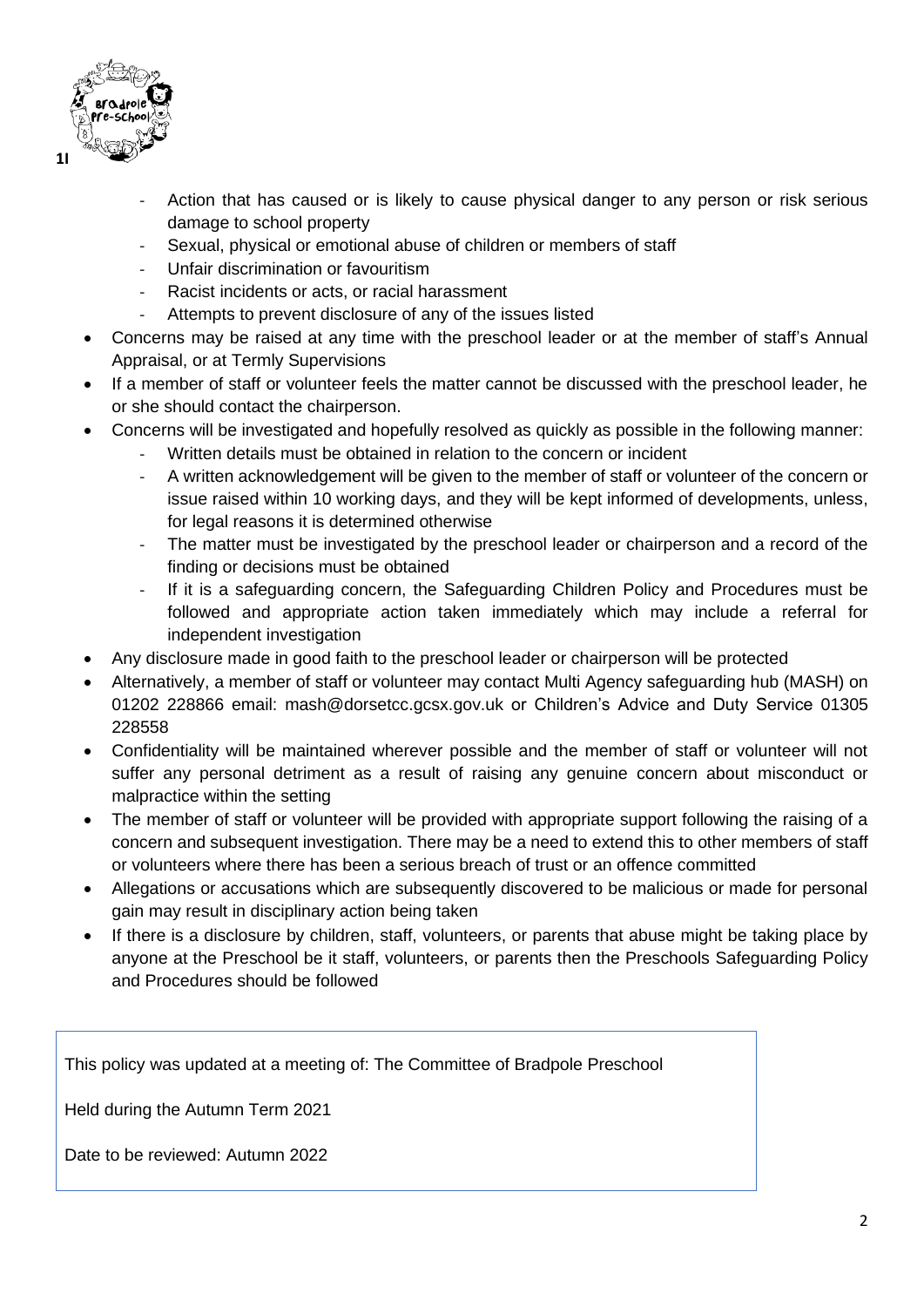- Action that has caused or is likely to cause physical danger to any person or risk serious damage to school property
  - Sexual, physical or emotional abuse of children or members of staff
  - Unfair discrimination or favouritism
  - Racist incidents or acts, or racial harassment
  - Attempts to prevent disclosure of any of the issues listed
- Concerns may be raised at any time with the preschool leader or at the member of staff's Annual Appraisal, or at Termly Supervisions
- If a member of staff or volunteer feels the matter cannot be discussed with the preschool leader, he or she should contact the chairperson.
- Concerns will be investigated and hopefully resolved as quickly as possible in the following manner:
  - Written details must be obtained in relation to the concern or incident
  - A written acknowledgement will be given to the member of staff or volunteer of the concern or issue raised within 10 working days, and they will be kept informed of developments, unless, for legal reasons it is determined otherwise
  - The matter must be investigated by the preschool leader or chairperson and a record of the finding or decisions must be obtained
  - If it is a safeguarding concern, the Safeguarding Children Policy and Procedures must be followed and appropriate action taken immediately which may include a referral for independent investigation
- Any disclosure made in good faith to the preschool leader or chairperson will be protected
- Alternatively, a member of staff or volunteer may contact Multi Agency safeguarding hub (MASH) on 01202 228866 email: mash@dorsetcc.gcsx.gov.uk or Children's Advice and Duty Service 01305 228558
- Confidentiality will be maintained wherever possible and the member of staff or volunteer will not suffer any personal detriment as a result of raising any genuine concern about misconduct or malpractice within the setting
- The member of staff or volunteer will be provided with appropriate support following the raising of a concern and subsequent investigation. There may be a need to extend this to other members of staff or volunteers where there has been a serious breach of trust or an offence committed
- Allegations or accusations which are subsequently discovered to be malicious or made for personal gain may result in disciplinary action being taken
- If there is a disclosure by children, staff, volunteers, or parents that abuse might be taking place by anyone at the Preschool be it staff, volunteers, or parents then the Preschools Safeguarding Policy and Procedures should be followed

This policy was updated at a meeting of: The Committee of Bradpole Preschool

Held during the Autumn Term 2021

Date to be reviewed: Autumn 2022